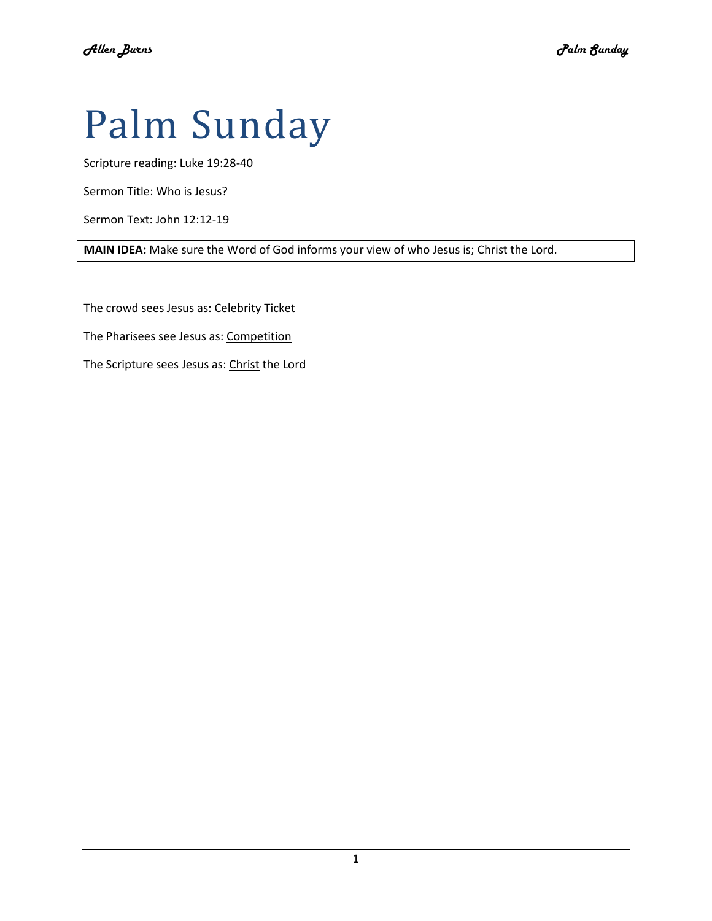# Palm Sunday

Scripture reading: Luke 19:28-40

Sermon Title: Who is Jesus?

Sermon Text: John 12:12-19

| **MAIN IDEA:** Make sure the Word of God informs your view of who Jesus is; Christ the Lord. |
|---|

The crowd sees Jesus as: <u>Celebrity</u> Ticket

The Pharisees see Jesus as: <u>Competition</u>

The Scripture sees Jesus as: <u>Christ</u> the Lord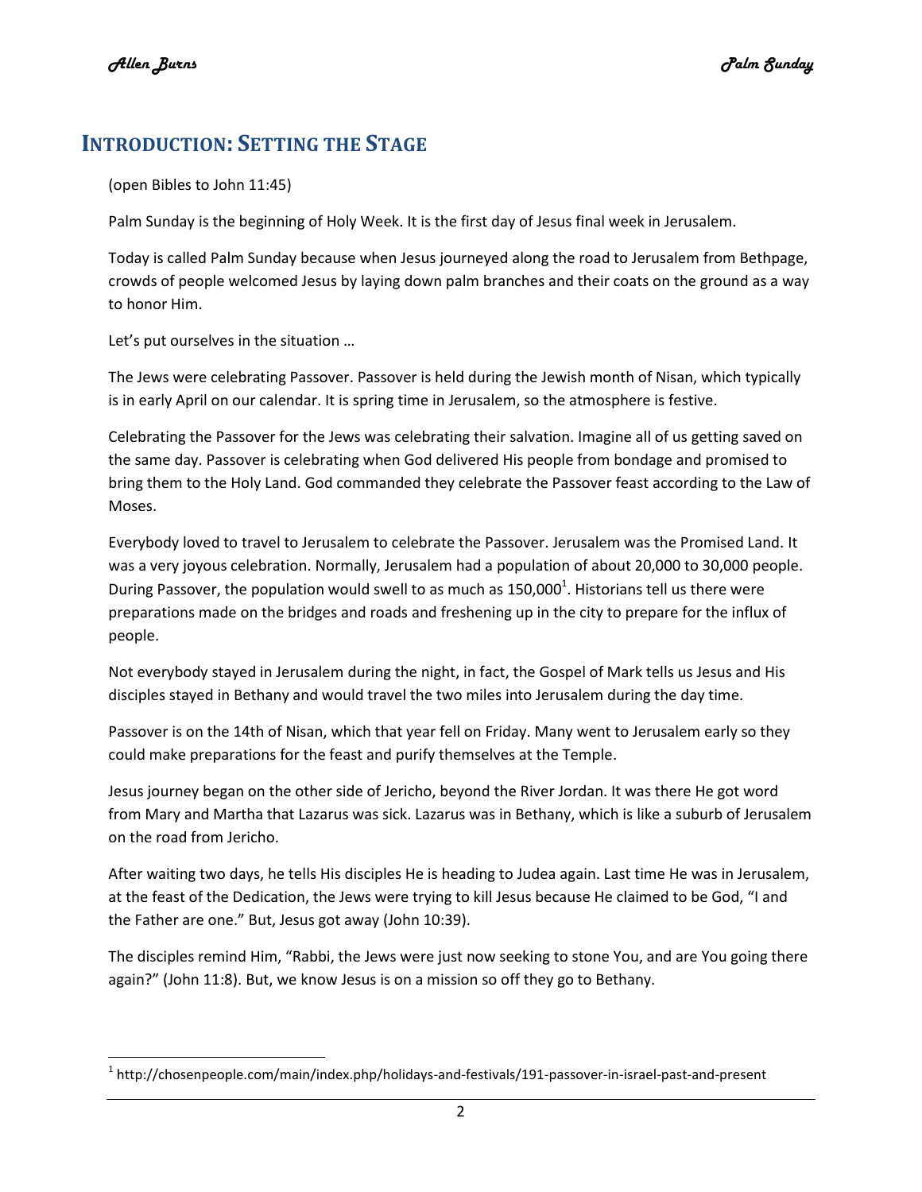## Introduction: Setting the Stage

(open Bibles to John 11:45)

Palm Sunday is the beginning of Holy Week. It is the first day of Jesus final week in Jerusalem.

Today is called Palm Sunday because when Jesus journeyed along the road to Jerusalem from Bethpage, crowds of people welcomed Jesus by laying down palm branches and their coats on the ground as a way to honor Him.

Let's put ourselves in the situation …

The Jews were celebrating Passover. Passover is held during the Jewish month of Nisan, which typically is in early April on our calendar. It is spring time in Jerusalem, so the atmosphere is festive.

Celebrating the Passover for the Jews was celebrating their salvation. Imagine all of us getting saved on the same day. Passover is celebrating when God delivered His people from bondage and promised to bring them to the Holy Land. God commanded they celebrate the Passover feast according to the Law of Moses.

Everybody loved to travel to Jerusalem to celebrate the Passover. Jerusalem was the Promised Land. It was a very joyous celebration. Normally, Jerusalem had a population of about 20,000 to 30,000 people. During Passover, the population would swell to as much as 150,000[1]. Historians tell us there were preparations made on the bridges and roads and freshening up in the city to prepare for the influx of people.

Not everybody stayed in Jerusalem during the night, in fact, the Gospel of Mark tells us Jesus and His disciples stayed in Bethany and would travel the two miles into Jerusalem during the day time.

Passover is on the 14th of Nisan, which that year fell on Friday. Many went to Jerusalem early so they could make preparations for the feast and purify themselves at the Temple.

Jesus journey began on the other side of Jericho, beyond the River Jordan. It was there He got word from Mary and Martha that Lazarus was sick. Lazarus was in Bethany, which is like a suburb of Jerusalem on the road from Jericho.

After waiting two days, he tells His disciples He is heading to Judea again. Last time He was in Jerusalem, at the feast of the Dedication, the Jews were trying to kill Jesus because He claimed to be God, "I and the Father are one." But, Jesus got away (John 10:39).

The disciples remind Him, "Rabbi, the Jews were just now seeking to stone You, and are You going there again?" (John 11:8). But, we know Jesus is on a mission so off they go to Bethany.

[1] http://chosenpeople.com/main/index.php/holidays-and-festivals/191-passover-in-israel-past-and-present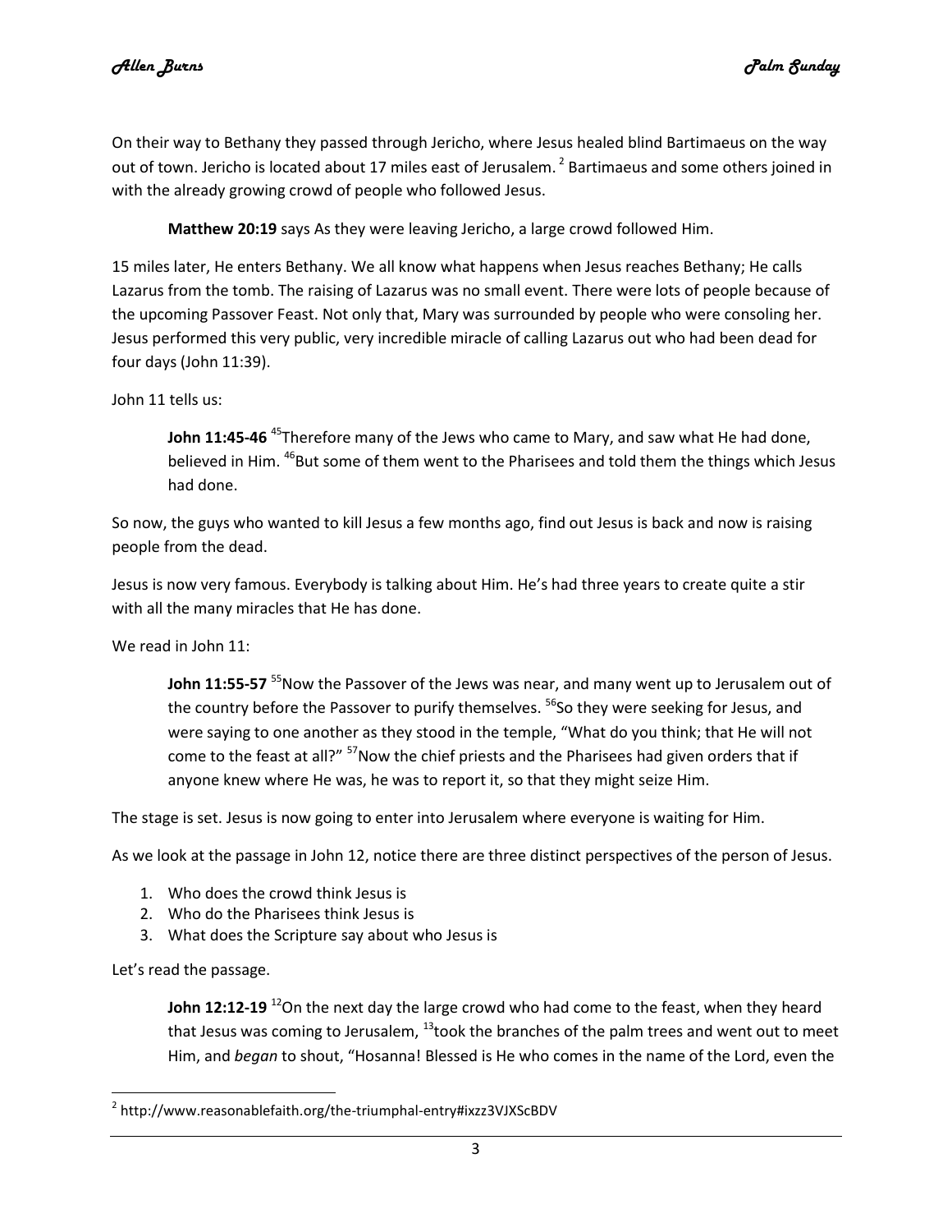On their way to Bethany they passed through Jericho, where Jesus healed blind Bartimaeus on the way out of town. Jericho is located about 17 miles east of Jerusalem. [2] Bartimaeus and some others joined in with the already growing crowd of people who followed Jesus.

> **Matthew 20:19** says As they were leaving Jericho, a large crowd followed Him.

15 miles later, He enters Bethany. We all know what happens when Jesus reaches Bethany; He calls Lazarus from the tomb. The raising of Lazarus was no small event. There were lots of people because of the upcoming Passover Feast. Not only that, Mary was surrounded by people who were consoling her. Jesus performed this very public, very incredible miracle of calling Lazarus out who had been dead for four days (John 11:39).

John 11 tells us:

> **John 11:45-46** [45]Therefore many of the Jews who came to Mary, and saw what He had done, believed in Him. [46]But some of them went to the Pharisees and told them the things which Jesus had done.

So now, the guys who wanted to kill Jesus a few months ago, find out Jesus is back and now is raising people from the dead.

Jesus is now very famous. Everybody is talking about Him. He's had three years to create quite a stir with all the many miracles that He has done.

We read in John 11:

> **John 11:55-57** [55]Now the Passover of the Jews was near, and many went up to Jerusalem out of the country before the Passover to purify themselves. [56]So they were seeking for Jesus, and were saying to one another as they stood in the temple, "What do you think; that He will not come to the feast at all?" [57]Now the chief priests and the Pharisees had given orders that if anyone knew where He was, he was to report it, so that they might seize Him.

The stage is set. Jesus is now going to enter into Jerusalem where everyone is waiting for Him.

As we look at the passage in John 12, notice there are three distinct perspectives of the person of Jesus.

1. Who does the crowd think Jesus is
2. Who do the Pharisees think Jesus is
3. What does the Scripture say about who Jesus is

Let's read the passage.

> **John 12:12-19** [12]On the next day the large crowd who had come to the feast, when they heard that Jesus was coming to Jerusalem, [13]took the branches of the palm trees and went out to meet Him, and *began* to shout, "Hosanna! Blessed is He who comes in the name of the Lord, even the

---

[2] http://www.reasonablefaith.org/the-triumphal-entry#ixzz3VJXScBDV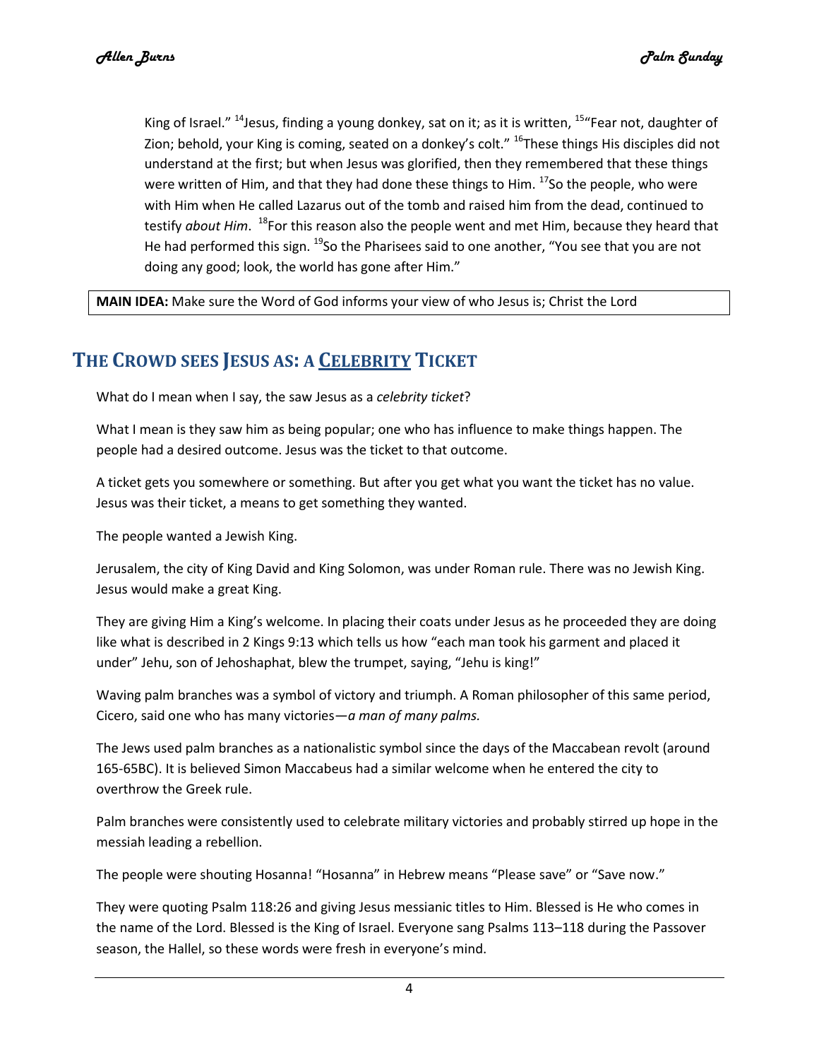King of Israel." [14]Jesus, finding a young donkey, sat on it; as it is written, [15]"Fear not, daughter of Zion; behold, your King is coming, seated on a donkey's colt." [16]These things His disciples did not understand at the first; but when Jesus was glorified, then they remembered that these things were written of Him, and that they had done these things to Him. [17]So the people, who were with Him when He called Lazarus out of the tomb and raised him from the dead, continued to testify *about Him*. [18]For this reason also the people went and met Him, because they heard that He had performed this sign. [19]So the Pharisees said to one another, "You see that you are not doing any good; look, the world has gone after Him."

**MAIN IDEA:** Make sure the Word of God informs your view of who Jesus is; Christ the Lord

## THE CROWD SEES JESUS AS: A CELEBRITY TICKET

What do I mean when I say, the saw Jesus as a *celebrity ticket*?

What I mean is they saw him as being popular; one who has influence to make things happen. The people had a desired outcome. Jesus was the ticket to that outcome.

A ticket gets you somewhere or something. But after you get what you want the ticket has no value. Jesus was their ticket, a means to get something they wanted.

The people wanted a Jewish King.

Jerusalem, the city of King David and King Solomon, was under Roman rule. There was no Jewish King. Jesus would make a great King.

They are giving Him a King's welcome. In placing their coats under Jesus as he proceeded they are doing like what is described in 2 Kings 9:13 which tells us how "each man took his garment and placed it under" Jehu, son of Jehoshaphat, blew the trumpet, saying, "Jehu is king!"

Waving palm branches was a symbol of victory and triumph. A Roman philosopher of this same period, Cicero, said one who has many victories—*a man of many palms.*

The Jews used palm branches as a nationalistic symbol since the days of the Maccabean revolt (around 165-65BC). It is believed Simon Maccabeus had a similar welcome when he entered the city to overthrow the Greek rule.

Palm branches were consistently used to celebrate military victories and probably stirred up hope in the messiah leading a rebellion.

The people were shouting Hosanna! "Hosanna" in Hebrew means "Please save" or "Save now."

They were quoting Psalm 118:26 and giving Jesus messianic titles to Him. Blessed is He who comes in the name of the Lord. Blessed is the King of Israel. Everyone sang Psalms 113–118 during the Passover season, the Hallel, so these words were fresh in everyone's mind.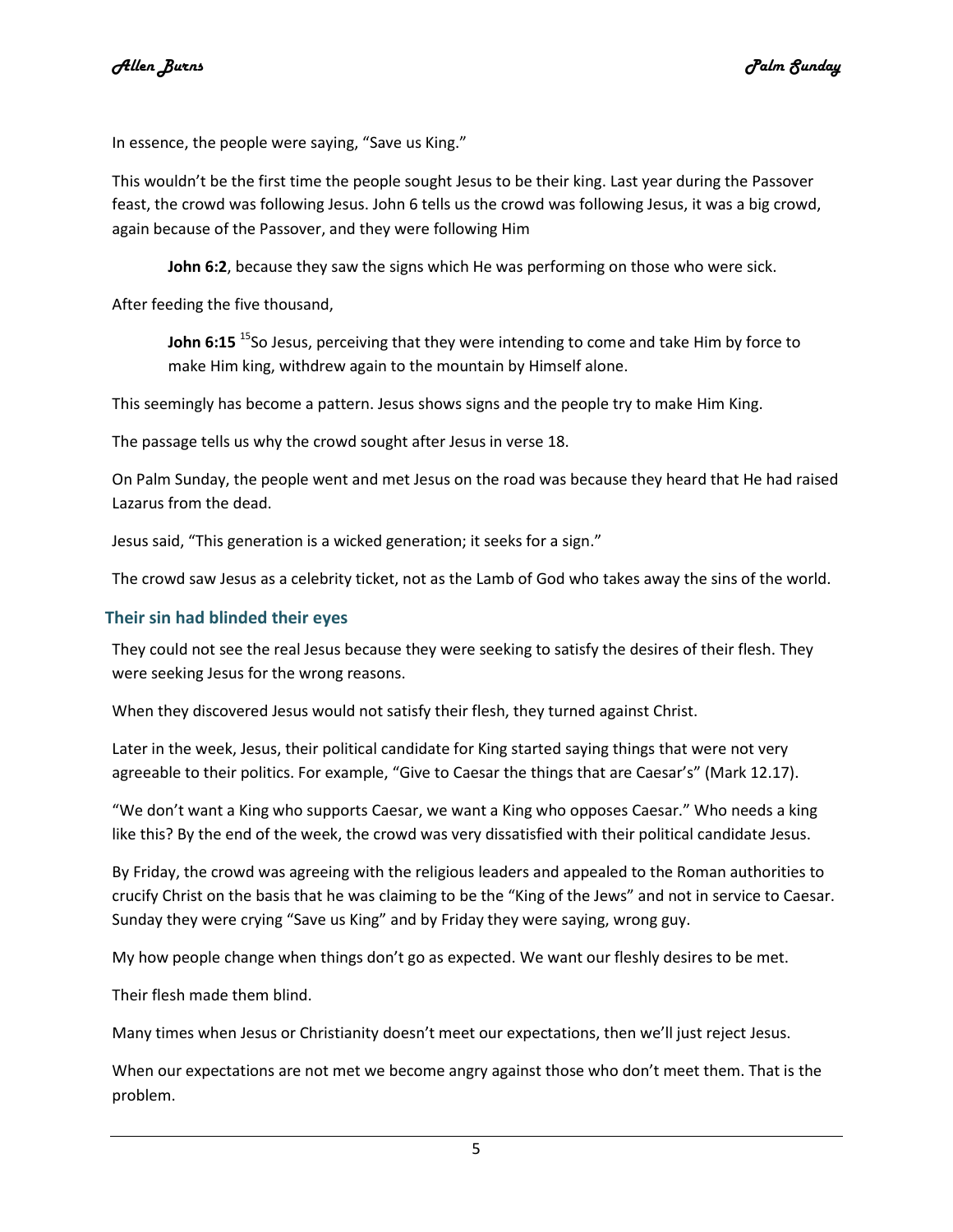In essence, the people were saying, “Save us King.”

This wouldn’t be the first time the people sought Jesus to be their king. Last year during the Passover feast, the crowd was following Jesus. John 6 tells us the crowd was following Jesus, it was a big crowd, again because of the Passover, and they were following Him

> **John 6:2**, because they saw the signs which He was performing on those who were sick.

After feeding the five thousand,

> **John 6:15** [15]So Jesus, perceiving that they were intending to come and take Him by force to make Him king, withdrew again to the mountain by Himself alone.

This seemingly has become a pattern. Jesus shows signs and the people try to make Him King.

The passage tells us why the crowd sought after Jesus in verse 18.

On Palm Sunday, the people went and met Jesus on the road was because they heard that He had raised Lazarus from the dead.

Jesus said, “This generation is a wicked generation; it seeks for a sign.”

The crowd saw Jesus as a celebrity ticket, not as the Lamb of God who takes away the sins of the world.

### Their sin had blinded their eyes

They could not see the real Jesus because they were seeking to satisfy the desires of their flesh. They were seeking Jesus for the wrong reasons.

When they discovered Jesus would not satisfy their flesh, they turned against Christ.

Later in the week, Jesus, their political candidate for King started saying things that were not very agreeable to their politics. For example, “Give to Caesar the things that are Caesar’s” (Mark 12.17).

“We don’t want a King who supports Caesar, we want a King who opposes Caesar.” Who needs a king like this? By the end of the week, the crowd was very dissatisfied with their political candidate Jesus.

By Friday, the crowd was agreeing with the religious leaders and appealed to the Roman authorities to crucify Christ on the basis that he was claiming to be the “King of the Jews” and not in service to Caesar. Sunday they were crying “Save us King” and by Friday they were saying, wrong guy.

My how people change when things don’t go as expected. We want our fleshly desires to be met.

Their flesh made them blind.

Many times when Jesus or Christianity doesn’t meet our expectations, then we’ll just reject Jesus.

When our expectations are not met we become angry against those who don’t meet them. That is the problem.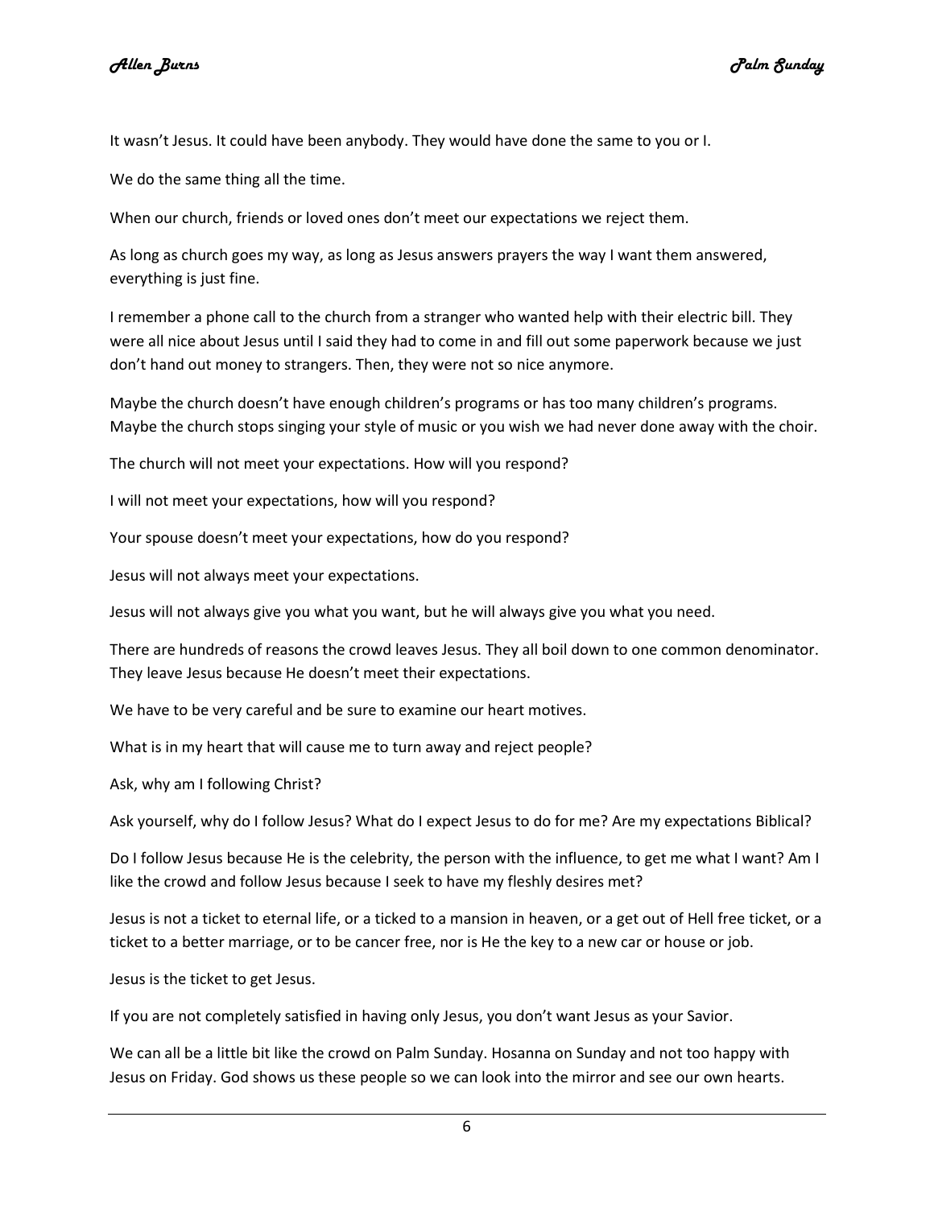It wasn't Jesus. It could have been anybody. They would have done the same to you or I.

We do the same thing all the time.

When our church, friends or loved ones don't meet our expectations we reject them.

As long as church goes my way, as long as Jesus answers prayers the way I want them answered, everything is just fine.

I remember a phone call to the church from a stranger who wanted help with their electric bill. They were all nice about Jesus until I said they had to come in and fill out some paperwork because we just don't hand out money to strangers. Then, they were not so nice anymore.

Maybe the church doesn't have enough children's programs or has too many children's programs. Maybe the church stops singing your style of music or you wish we had never done away with the choir.

The church will not meet your expectations. How will you respond?

I will not meet your expectations, how will you respond?

Your spouse doesn't meet your expectations, how do you respond?

Jesus will not always meet your expectations.

Jesus will not always give you what you want, but he will always give you what you need.

There are hundreds of reasons the crowd leaves Jesus. They all boil down to one common denominator. They leave Jesus because He doesn't meet their expectations.

We have to be very careful and be sure to examine our heart motives.

What is in my heart that will cause me to turn away and reject people?

Ask, why am I following Christ?

Ask yourself, why do I follow Jesus? What do I expect Jesus to do for me? Are my expectations Biblical?

Do I follow Jesus because He is the celebrity, the person with the influence, to get me what I want? Am I like the crowd and follow Jesus because I seek to have my fleshly desires met?

Jesus is not a ticket to eternal life, or a ticked to a mansion in heaven, or a get out of Hell free ticket, or a ticket to a better marriage, or to be cancer free, nor is He the key to a new car or house or job.

Jesus is the ticket to get Jesus.

If you are not completely satisfied in having only Jesus, you don't want Jesus as your Savior.

We can all be a little bit like the crowd on Palm Sunday. Hosanna on Sunday and not too happy with Jesus on Friday. God shows us these people so we can look into the mirror and see our own hearts.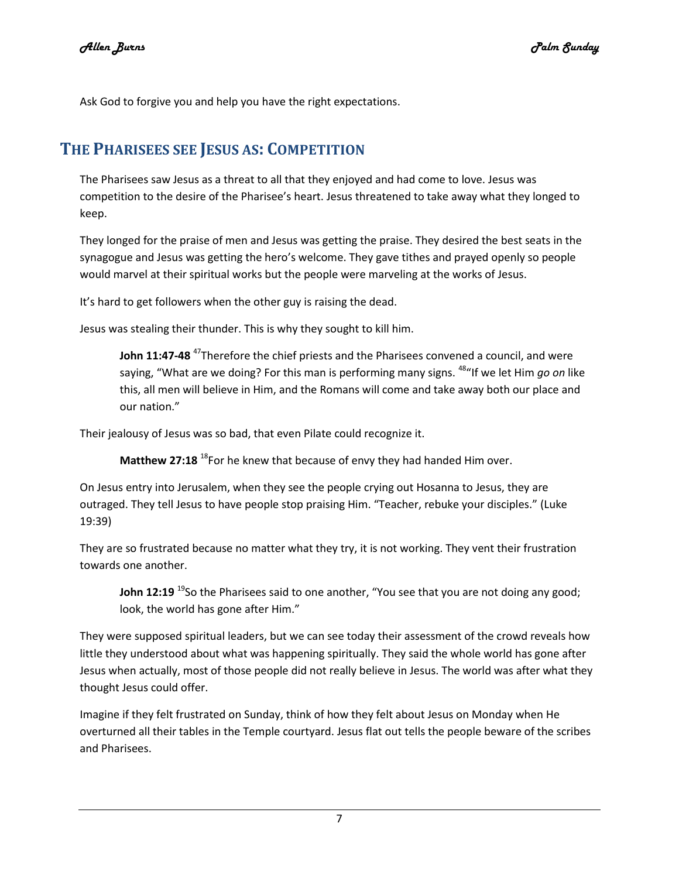Ask God to forgive you and help you have the right expectations.

## The Pharisees see Jesus as: Competition

The Pharisees saw Jesus as a threat to all that they enjoyed and had come to love. Jesus was competition to the desire of the Pharisee's heart. Jesus threatened to take away what they longed to keep.

They longed for the praise of men and Jesus was getting the praise. They desired the best seats in the synagogue and Jesus was getting the hero's welcome. They gave tithes and prayed openly so people would marvel at their spiritual works but the people were marveling at the works of Jesus.

It's hard to get followers when the other guy is raising the dead.

Jesus was stealing their thunder. This is why they sought to kill him.

> **John 11:47-48** [47]Therefore the chief priests and the Pharisees convened a council, and were saying, "What are we doing? For this man is performing many signs. [48]"If we let Him *go on* like this, all men will believe in Him, and the Romans will come and take away both our place and our nation."

Their jealousy of Jesus was so bad, that even Pilate could recognize it.

> **Matthew 27:18** [18]For he knew that because of envy they had handed Him over.

On Jesus entry into Jerusalem, when they see the people crying out Hosanna to Jesus, they are outraged. They tell Jesus to have people stop praising Him. "Teacher, rebuke your disciples." (Luke 19:39)

They are so frustrated because no matter what they try, it is not working. They vent their frustration towards one another.

> **John 12:19** [19]So the Pharisees said to one another, "You see that you are not doing any good; look, the world has gone after Him."

They were supposed spiritual leaders, but we can see today their assessment of the crowd reveals how little they understood about what was happening spiritually. They said the whole world has gone after Jesus when actually, most of those people did not really believe in Jesus. The world was after what they thought Jesus could offer.

Imagine if they felt frustrated on Sunday, think of how they felt about Jesus on Monday when He overturned all their tables in the Temple courtyard. Jesus flat out tells the people beware of the scribes and Pharisees.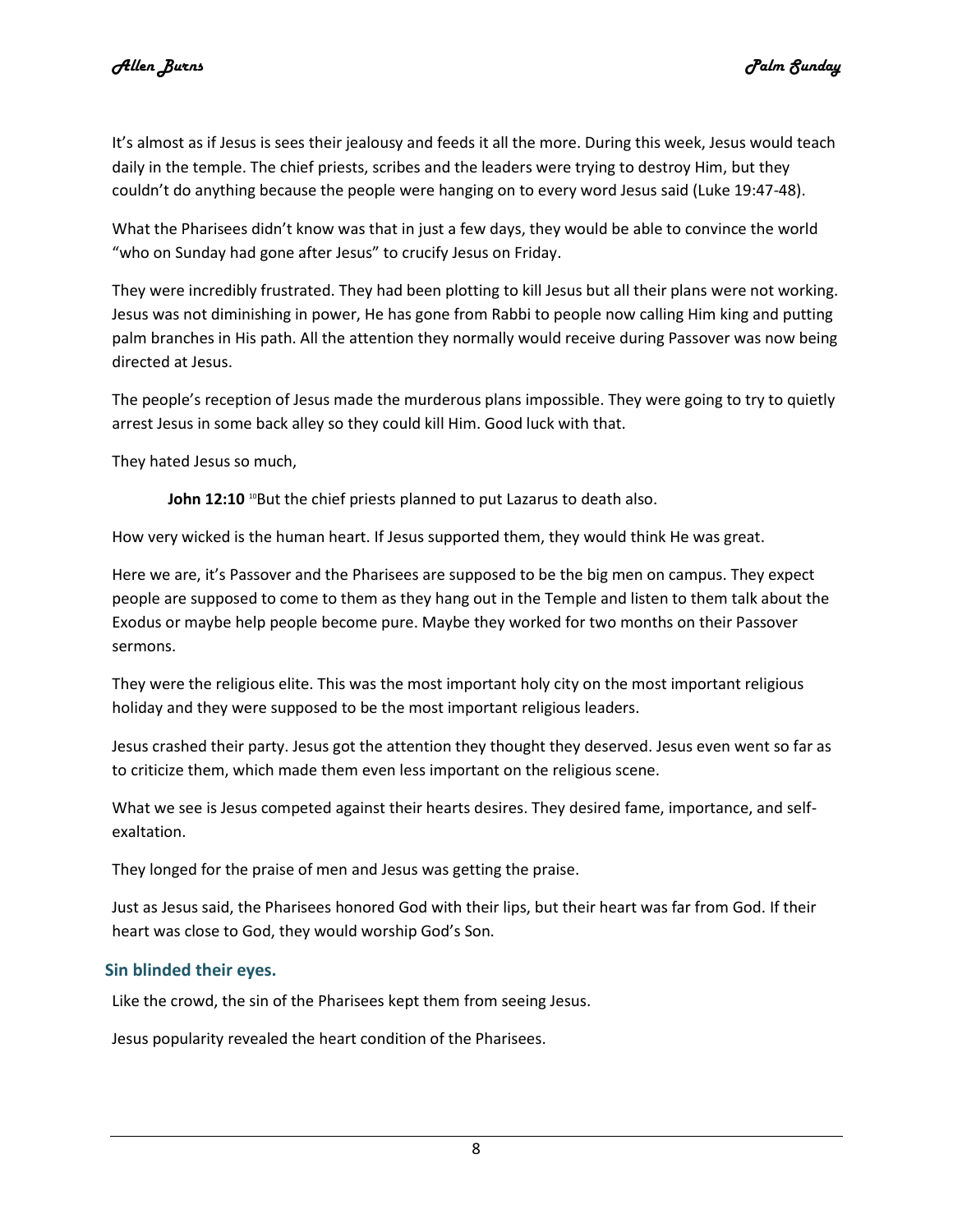It's almost as if Jesus is sees their jealousy and feeds it all the more. During this week, Jesus would teach daily in the temple. The chief priests, scribes and the leaders were trying to destroy Him, but they couldn't do anything because the people were hanging on to every word Jesus said (Luke 19:47-48).

What the Pharisees didn't know was that in just a few days, they would be able to convince the world "who on Sunday had gone after Jesus" to crucify Jesus on Friday.

They were incredibly frustrated. They had been plotting to kill Jesus but all their plans were not working. Jesus was not diminishing in power, He has gone from Rabbi to people now calling Him king and putting palm branches in His path. All the attention they normally would receive during Passover was now being directed at Jesus.

The people's reception of Jesus made the murderous plans impossible. They were going to try to quietly arrest Jesus in some back alley so they could kill Him. Good luck with that.

They hated Jesus so much,

> **John 12:10** [10]But the chief priests planned to put Lazarus to death also.

How very wicked is the human heart. If Jesus supported them, they would think He was great.

Here we are, it's Passover and the Pharisees are supposed to be the big men on campus. They expect people are supposed to come to them as they hang out in the Temple and listen to them talk about the Exodus or maybe help people become pure. Maybe they worked for two months on their Passover sermons.

They were the religious elite. This was the most important holy city on the most important religious holiday and they were supposed to be the most important religious leaders.

Jesus crashed their party. Jesus got the attention they thought they deserved. Jesus even went so far as to criticize them, which made them even less important on the religious scene.

What we see is Jesus competed against their hearts desires. They desired fame, importance, and self-exaltation.

They longed for the praise of men and Jesus was getting the praise.

Just as Jesus said, the Pharisees honored God with their lips, but their heart was far from God. If their heart was close to God, they would worship God's Son.

### Sin blinded their eyes.

Like the crowd, the sin of the Pharisees kept them from seeing Jesus.

Jesus popularity revealed the heart condition of the Pharisees.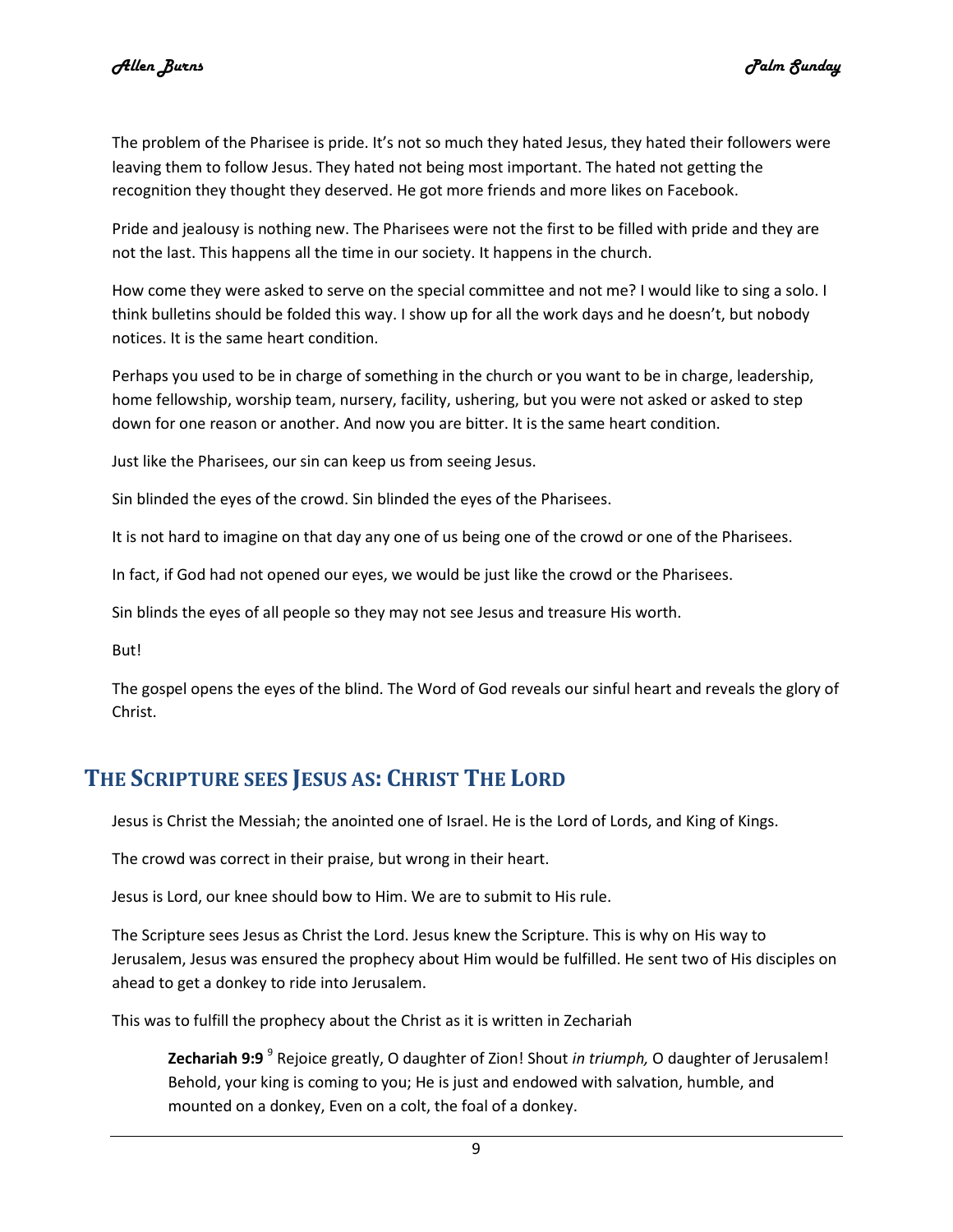The problem of the Pharisee is pride. It's not so much they hated Jesus, they hated their followers were leaving them to follow Jesus. They hated not being most important. The hated not getting the recognition they thought they deserved. He got more friends and more likes on Facebook.

Pride and jealousy is nothing new. The Pharisees were not the first to be filled with pride and they are not the last. This happens all the time in our society. It happens in the church.

How come they were asked to serve on the special committee and not me? I would like to sing a solo. I think bulletins should be folded this way. I show up for all the work days and he doesn't, but nobody notices. It is the same heart condition.

Perhaps you used to be in charge of something in the church or you want to be in charge, leadership, home fellowship, worship team, nursery, facility, ushering, but you were not asked or asked to step down for one reason or another. And now you are bitter. It is the same heart condition.

Just like the Pharisees, our sin can keep us from seeing Jesus.

Sin blinded the eyes of the crowd. Sin blinded the eyes of the Pharisees.

It is not hard to imagine on that day any one of us being one of the crowd or one of the Pharisees.

In fact, if God had not opened our eyes, we would be just like the crowd or the Pharisees.

Sin blinds the eyes of all people so they may not see Jesus and treasure His worth.

But!

The gospel opens the eyes of the blind. The Word of God reveals our sinful heart and reveals the glory of Christ.

## THE SCRIPTURE SEES JESUS AS: CHRIST THE LORD

Jesus is Christ the Messiah; the anointed one of Israel. He is the Lord of Lords, and King of Kings.

The crowd was correct in their praise, but wrong in their heart.

Jesus is Lord, our knee should bow to Him. We are to submit to His rule.

The Scripture sees Jesus as Christ the Lord. Jesus knew the Scripture. This is why on His way to Jerusalem, Jesus was ensured the prophecy about Him would be fulfilled. He sent two of His disciples on ahead to get a donkey to ride into Jerusalem.

This was to fulfill the prophecy about the Christ as it is written in Zechariah

> **Zechariah 9:9** [9] Rejoice greatly, O daughter of Zion! Shout *in triumph,* O daughter of Jerusalem! Behold, your king is coming to you; He is just and endowed with salvation, humble, and mounted on a donkey, Even on a colt, the foal of a donkey.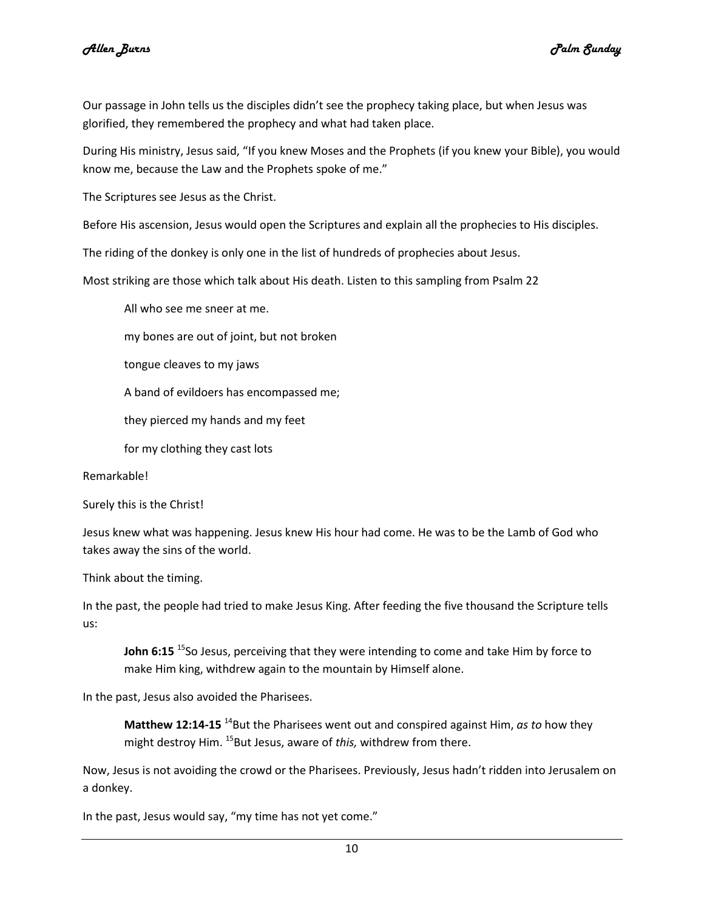Our passage in John tells us the disciples didn't see the prophecy taking place, but when Jesus was glorified, they remembered the prophecy and what had taken place.

During His ministry, Jesus said, "If you knew Moses and the Prophets (if you knew your Bible), you would know me, because the Law and the Prophets spoke of me."

The Scriptures see Jesus as the Christ.

Before His ascension, Jesus would open the Scriptures and explain all the prophecies to His disciples.

The riding of the donkey is only one in the list of hundreds of prophecies about Jesus.

Most striking are those which talk about His death. Listen to this sampling from Psalm 22

> All who see me sneer at me.
>
> my bones are out of joint, but not broken
>
> tongue cleaves to my jaws
>
> A band of evildoers has encompassed me;
>
> they pierced my hands and my feet
>
> for my clothing they cast lots

Remarkable!

Surely this is the Christ!

Jesus knew what was happening. Jesus knew His hour had come. He was to be the Lamb of God who takes away the sins of the world.

Think about the timing.

In the past, the people had tried to make Jesus King. After feeding the five thousand the Scripture tells us:

> **John 6:15** [15]So Jesus, perceiving that they were intending to come and take Him by force to make Him king, withdrew again to the mountain by Himself alone.

In the past, Jesus also avoided the Pharisees.

> **Matthew 12:14-15** [14]But the Pharisees went out and conspired against Him, *as to* how they might destroy Him. [15]But Jesus, aware of *this,* withdrew from there.

Now, Jesus is not avoiding the crowd or the Pharisees. Previously, Jesus hadn't ridden into Jerusalem on a donkey.

In the past, Jesus would say, "my time has not yet come."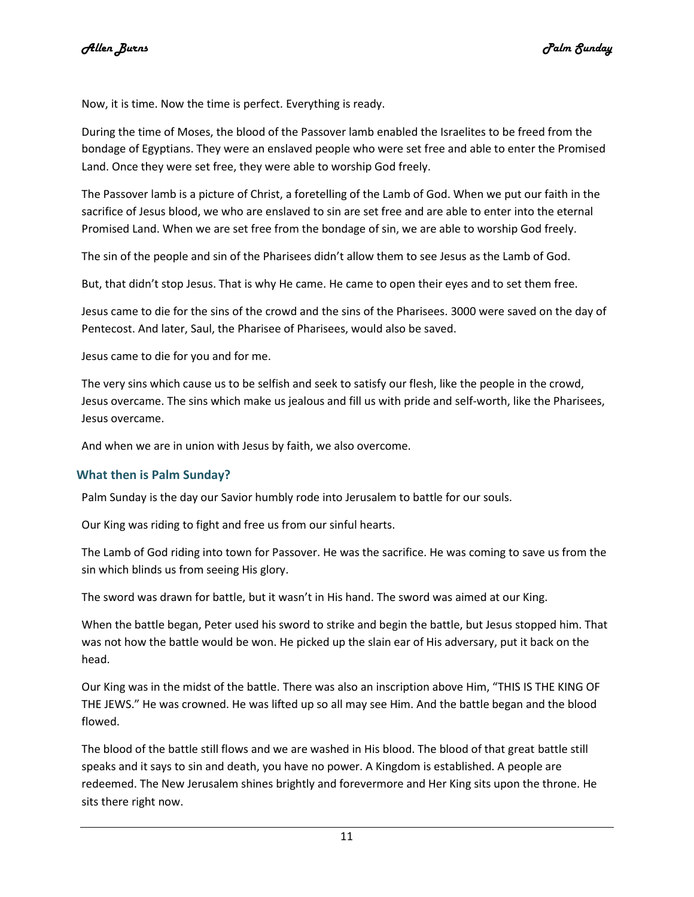Now, it is time. Now the time is perfect. Everything is ready.

During the time of Moses, the blood of the Passover lamb enabled the Israelites to be freed from the bondage of Egyptians. They were an enslaved people who were set free and able to enter the Promised Land. Once they were set free, they were able to worship God freely.

The Passover lamb is a picture of Christ, a foretelling of the Lamb of God. When we put our faith in the sacrifice of Jesus blood, we who are enslaved to sin are set free and are able to enter into the eternal Promised Land. When we are set free from the bondage of sin, we are able to worship God freely.

The sin of the people and sin of the Pharisees didn't allow them to see Jesus as the Lamb of God.

But, that didn't stop Jesus. That is why He came. He came to open their eyes and to set them free.

Jesus came to die for the sins of the crowd and the sins of the Pharisees. 3000 were saved on the day of Pentecost. And later, Saul, the Pharisee of Pharisees, would also be saved.

Jesus came to die for you and for me.

The very sins which cause us to be selfish and seek to satisfy our flesh, like the people in the crowd, Jesus overcame. The sins which make us jealous and fill us with pride and self-worth, like the Pharisees, Jesus overcame.

And when we are in union with Jesus by faith, we also overcome.

## What then is Palm Sunday?

Palm Sunday is the day our Savior humbly rode into Jerusalem to battle for our souls.

Our King was riding to fight and free us from our sinful hearts.

The Lamb of God riding into town for Passover. He was the sacrifice. He was coming to save us from the sin which blinds us from seeing His glory.

The sword was drawn for battle, but it wasn't in His hand. The sword was aimed at our King.

When the battle began, Peter used his sword to strike and begin the battle, but Jesus stopped him. That was not how the battle would be won. He picked up the slain ear of His adversary, put it back on the head.

Our King was in the midst of the battle. There was also an inscription above Him, "THIS IS THE KING OF THE JEWS." He was crowned. He was lifted up so all may see Him. And the battle began and the blood flowed.

The blood of the battle still flows and we are washed in His blood. The blood of that great battle still speaks and it says to sin and death, you have no power. A Kingdom is established. A people are redeemed. The New Jerusalem shines brightly and forevermore and Her King sits upon the throne. He sits there right now.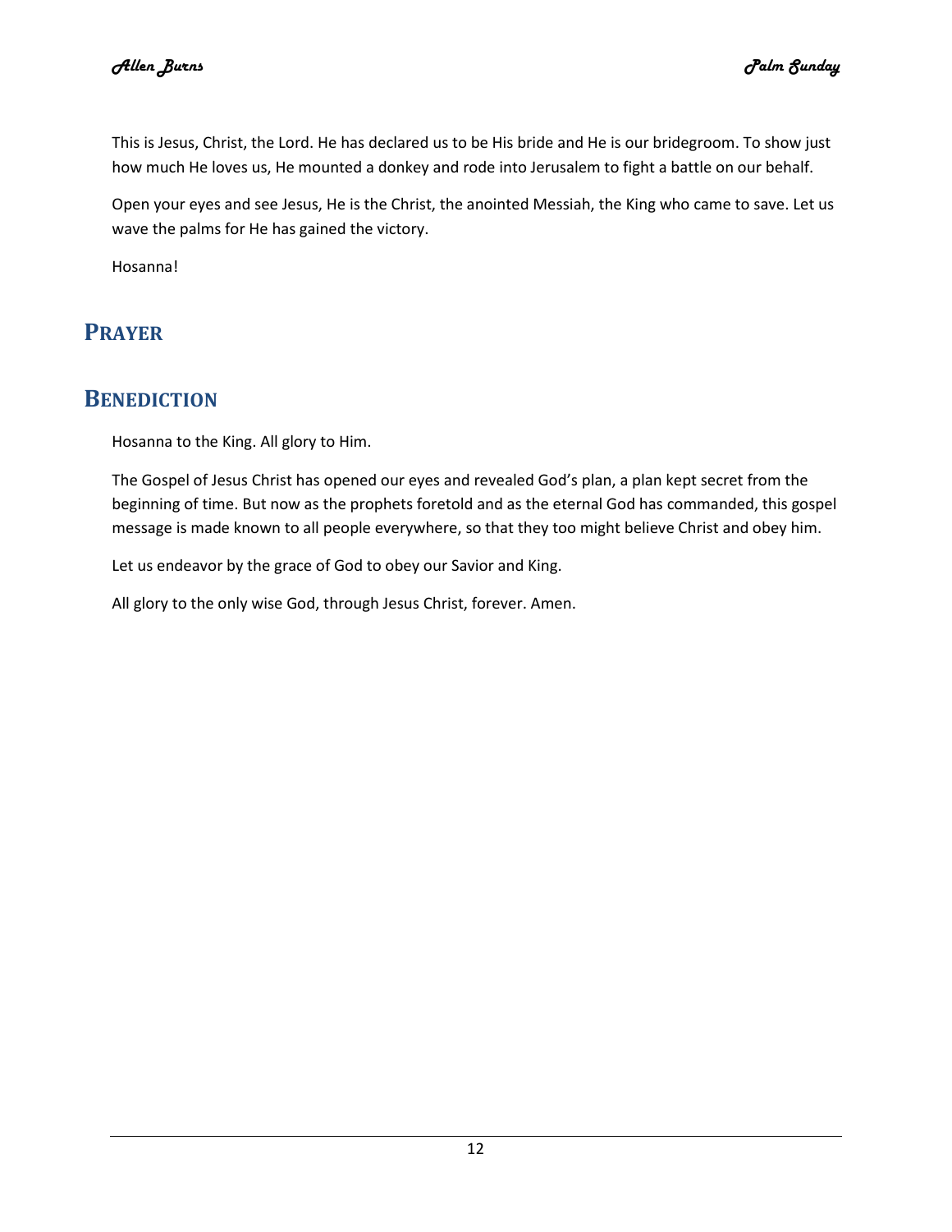This is Jesus, Christ, the Lord. He has declared us to be His bride and He is our bridegroom. To show just how much He loves us, He mounted a donkey and rode into Jerusalem to fight a battle on our behalf.

Open your eyes and see Jesus, He is the Christ, the anointed Messiah, the King who came to save. Let us wave the palms for He has gained the victory.

Hosanna!

## Prayer

## Benediction

Hosanna to the King. All glory to Him.

The Gospel of Jesus Christ has opened our eyes and revealed God's plan, a plan kept secret from the beginning of time. But now as the prophets foretold and as the eternal God has commanded, this gospel message is made known to all people everywhere, so that they too might believe Christ and obey him.

Let us endeavor by the grace of God to obey our Savior and King.

All glory to the only wise God, through Jesus Christ, forever. Amen.